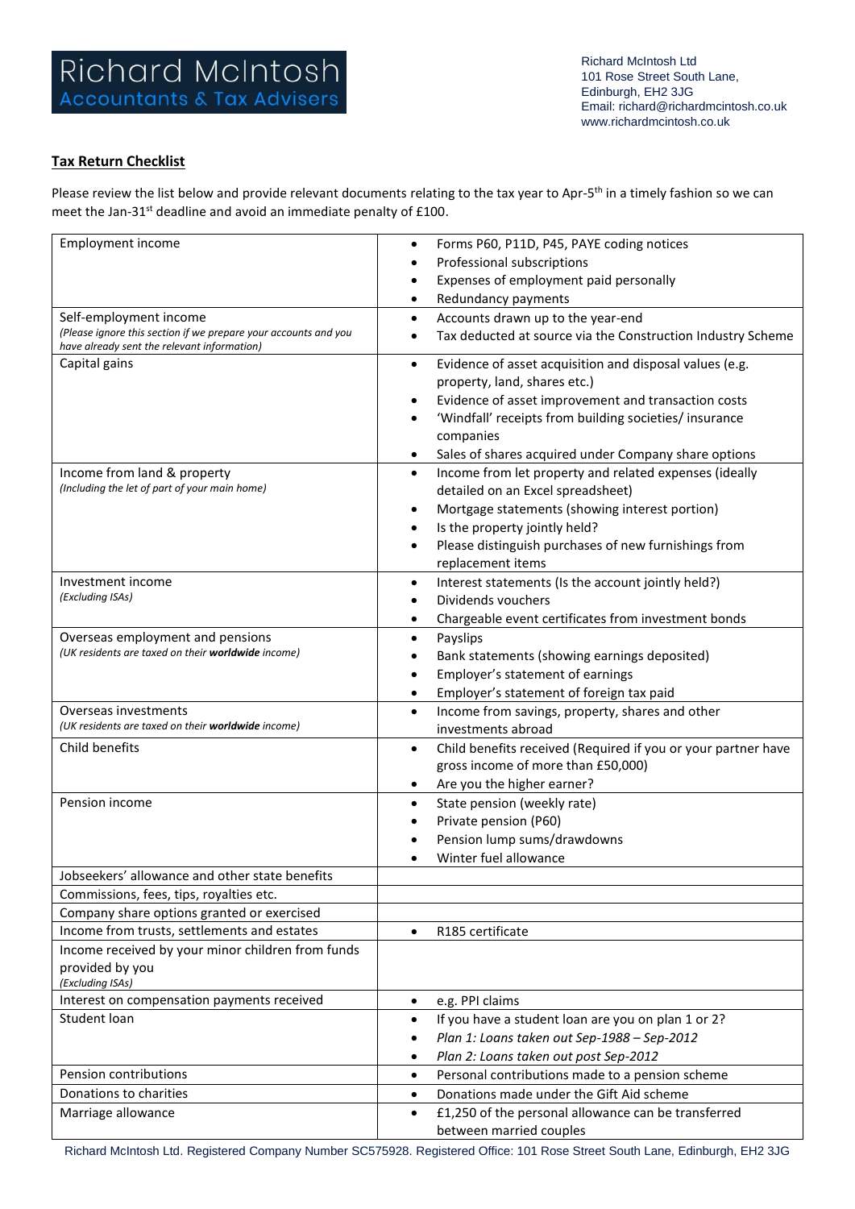# Richard McIntosh
## Accountants & Tax Advisers

Richard McIntosh Ltd
101 Rose Street South Lane,
Edinburgh, EH2 3JG
Email: richard@richardmcintosh.co.uk
www.richardmcintosh.co.uk

**Tax Return Checklist**

Please review the list below and provide relevant documents relating to the tax year to Apr-5th in a timely fashion so we can meet the Jan-31st deadline and avoid an immediate penalty of £100.

| | |
|---|---|
| Employment income | • Forms P60, P11D, P45, PAYE coding notices<br>• Professional subscriptions<br>• Expenses of employment paid personally<br>• Redundancy payments |
| Self-employment income<br>*(Please ignore this section if we prepare your accounts and you have already sent the relevant information)* | • Accounts drawn up to the year-end<br>• Tax deducted at source via the Construction Industry Scheme |
| Capital gains | • Evidence of asset acquisition and disposal values (e.g. property, land, shares etc.)<br>• Evidence of asset improvement and transaction costs<br>• 'Windfall' receipts from building societies/ insurance companies<br>• Sales of shares acquired under Company share options |
| Income from land & property<br>*(Including the let of part of your main home)* | • Income from let property and related expenses (ideally detailed on an Excel spreadsheet)<br>• Mortgage statements (showing interest portion)<br>• Is the property jointly held?<br>• Please distinguish purchases of new furnishings from replacement items |
| Investment income<br>*(Excluding ISAs)* | • Interest statements (Is the account jointly held?)<br>• Dividends vouchers<br>• Chargeable event certificates from investment bonds |
| Overseas employment and pensions<br>*(UK residents are taxed on their **worldwide** income)* | • Payslips<br>• Bank statements (showing earnings deposited)<br>• Employer's statement of earnings<br>• Employer's statement of foreign tax paid |
| Overseas investments<br>*(UK residents are taxed on their **worldwide** income)* | • Income from savings, property, shares and other investments abroad |
| Child benefits | • Child benefits received (Required if you or your partner have gross income of more than £50,000)<br>• Are you the higher earner? |
| Pension income | • State pension (weekly rate)<br>• Private pension (P60)<br>• Pension lump sums/drawdowns<br>• Winter fuel allowance |
| Jobseekers' allowance and other state benefits | |
| Commissions, fees, tips, royalties etc. | |
| Company share options granted or exercised | |
| Income from trusts, settlements and estates | • R185 certificate |
| Income received by your minor children from funds provided by you<br>*(Excluding ISAs)* | |
| Interest on compensation payments received | • e.g. PPI claims |
| Student loan | • If you have a student loan are you on plan 1 or 2?<br>• *Plan 1: Loans taken out Sep-1988 – Sep-2012*<br>• *Plan 2: Loans taken out post Sep-2012* |
| Pension contributions | • Personal contributions made to a pension scheme |
| Donations to charities | • Donations made under the Gift Aid scheme |
| Marriage allowance | • £1,250 of the personal allowance can be transferred between married couples |

Richard McIntosh Ltd. Registered Company Number SC575928. Registered Office: 101 Rose Street South Lane, Edinburgh, EH2 3JG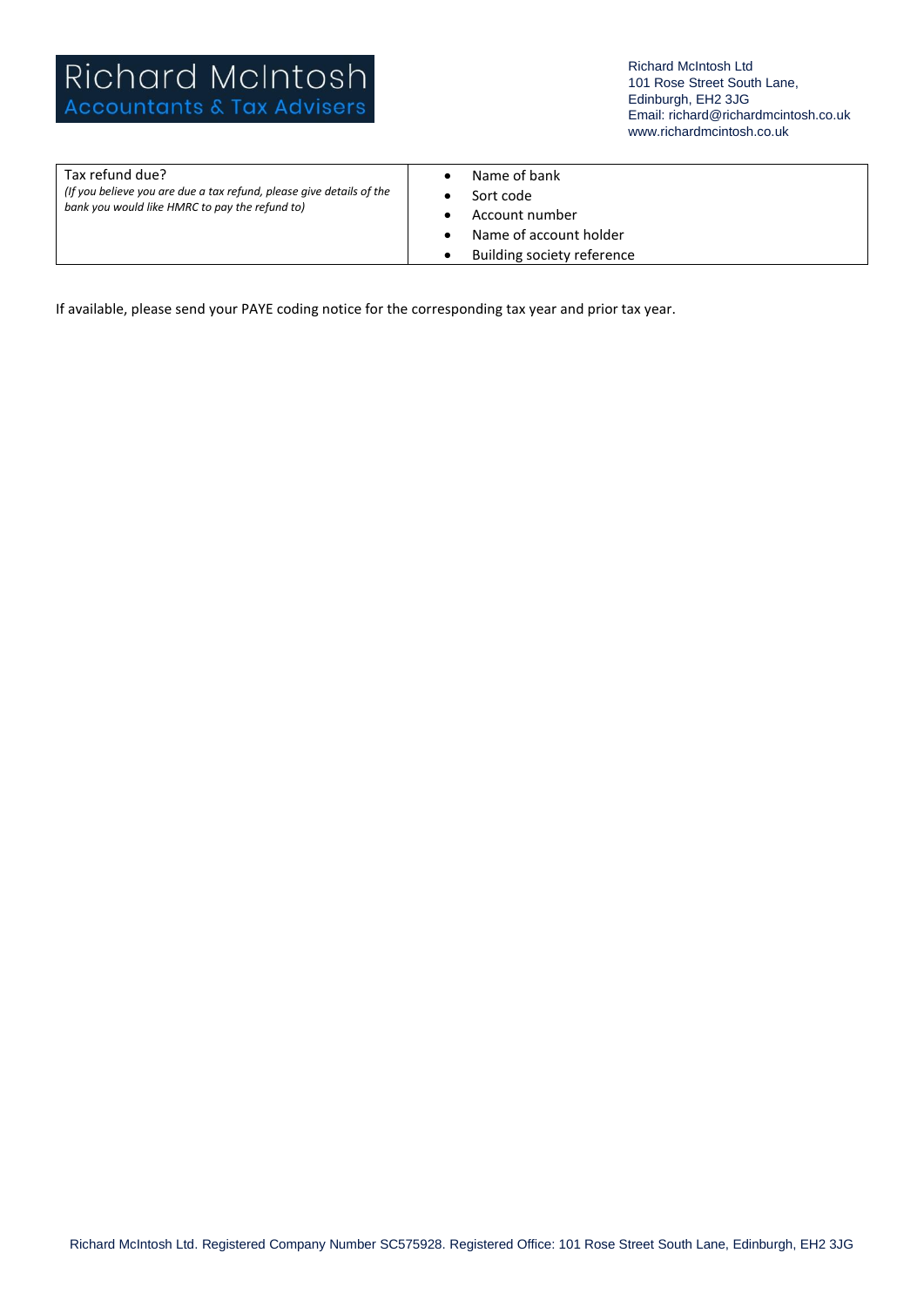| | |
|---|---|
| Tax refund due?<br>*(If you believe you are due a tax refund, please give details of the bank you would like HMRC to pay the refund to)* | • Name of bank<br>• Sort code<br>• Account number<br>• Name of account holder<br>• Building society reference |

If available, please send your PAYE coding notice for the corresponding tax year and prior tax year.